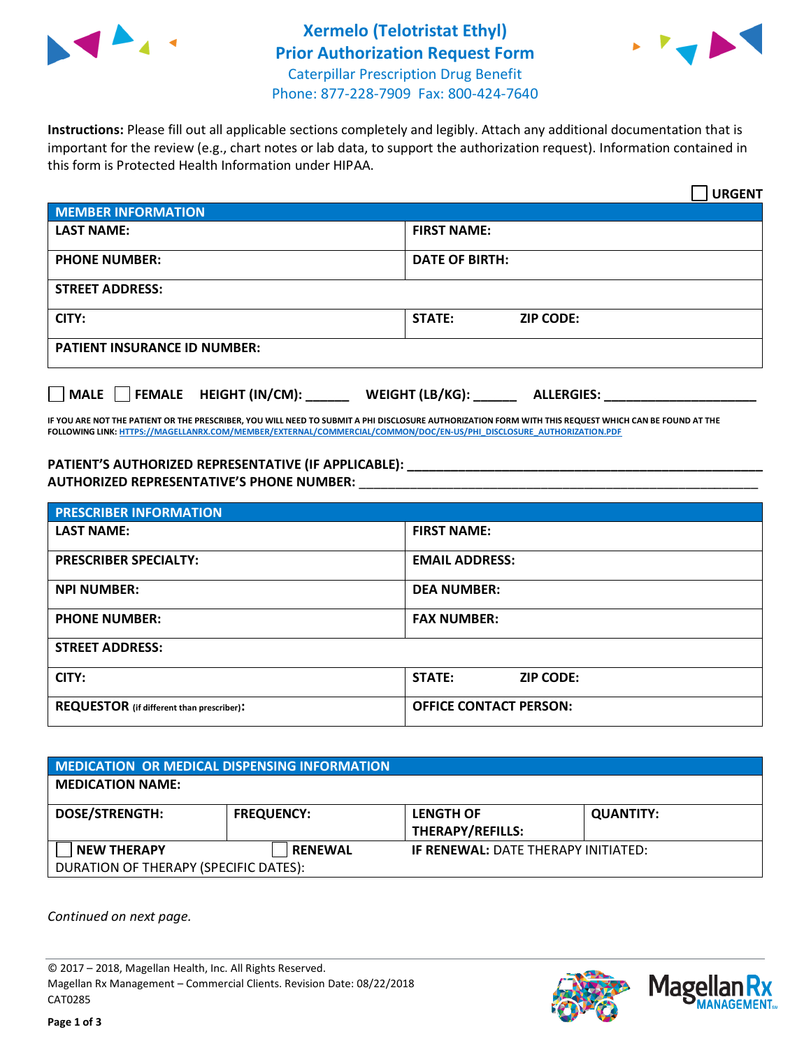# Xermelo (Telotristat Ethyl) Prior Authorization Request Form

Caterpillar Prescription Drug Benefit
Phone: 877-228-7909 Fax: 800-424-7640

**Instructions:** Please fill out all applicable sections completely and legibly. Attach any additional documentation that is important for the review (e.g., chart notes or lab data, to support the authorization request). Information contained in this form is Protected Health Information under HIPAA.

☐ **URGENT**

| MEMBER INFORMATION | | |
|---|---|---|
| **LAST NAME:** | **FIRST NAME:** | |
| **PHONE NUMBER:** | **DATE OF BIRTH:** | |
| **STREET ADDRESS:** | | |
| **CITY:** | **STATE:** | **ZIP CODE:** |
| **PATIENT INSURANCE ID NUMBER:** | | |

☐ **MALE** ☐ **FEMALE** **HEIGHT (IN/CM):** ______ **WEIGHT (LB/KG):** ______ **ALLERGIES:** ____________________

**IF YOU ARE NOT THE PATIENT OR THE PRESCRIBER, YOU WILL NEED TO SUBMIT A PHI DISCLOSURE AUTHORIZATION FORM WITH THIS REQUEST WHICH CAN BE FOUND AT THE FOLLOWING LINK:** HTTPS://MAGELLANRX.COM/MEMBER/EXTERNAL/COMMERCIAL/COMMON/DOC/EN-US/PHI_DISCLOSURE_AUTHORIZATION.PDF

**PATIENT'S AUTHORIZED REPRESENTATIVE (IF APPLICABLE):** ____________________________________________
**AUTHORIZED REPRESENTATIVE'S PHONE NUMBER:** ____________________________________________

| PRESCRIBER INFORMATION | | |
|---|---|---|
| **LAST NAME:** | **FIRST NAME:** | |
| **PRESCRIBER SPECIALTY:** | **EMAIL ADDRESS:** | |
| **NPI NUMBER:** | **DEA NUMBER:** | |
| **PHONE NUMBER:** | **FAX NUMBER:** | |
| **STREET ADDRESS:** | | |
| **CITY:** | **STATE:** | **ZIP CODE:** |
| **REQUESTOR** (if different than prescriber)**:** | **OFFICE CONTACT PERSON:** | |

| MEDICATION OR MEDICAL DISPENSING INFORMATION | | | |
|---|---|---|---|
| **MEDICATION NAME:** | | | |
| **DOSE/STRENGTH:** | **FREQUENCY:** | **LENGTH OF THERAPY/REFILLS:** | **QUANTITY:** |
| ☐ **NEW THERAPY** | ☐ **RENEWAL** | **IF RENEWAL:** DATE THERAPY INITIATED: | |
| DURATION OF THERAPY (SPECIFIC DATES): | | | |

*Continued on next page.*

© 2017 – 2018, Magellan Health, Inc. All Rights Reserved.
Magellan Rx Management – Commercial Clients. Revision Date: 08/22/2018
CAT0285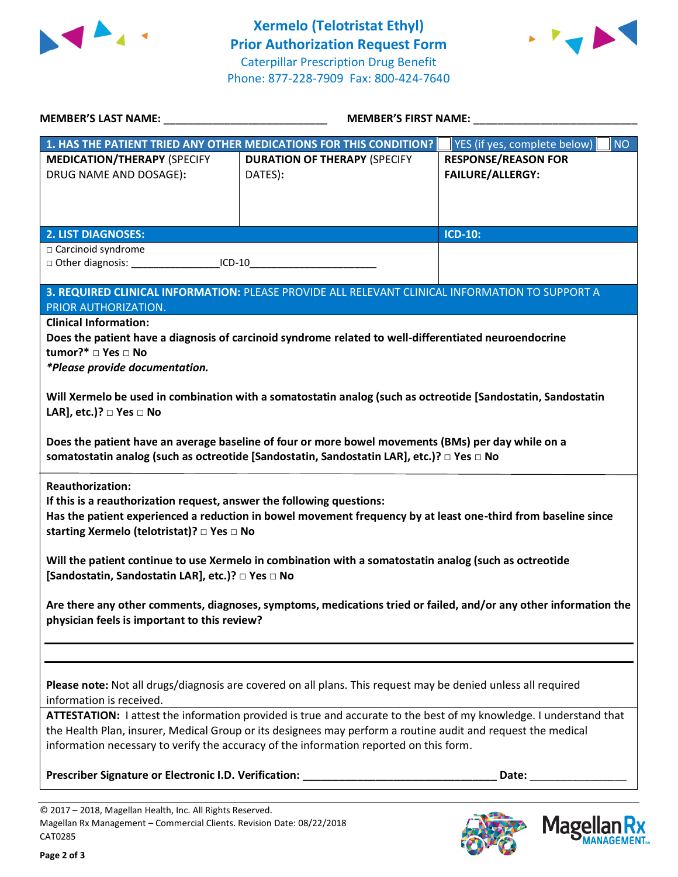# Xermelo (Telotristat Ethyl)
## Prior Authorization Request Form
Caterpillar Prescription Drug Benefit
Phone: 877-228-7909 Fax: 800-424-7640

**MEMBER'S LAST NAME:** ___________________________ **MEMBER'S FIRST NAME:** ___________________________

| **1. HAS THE PATIENT TRIED ANY OTHER MEDICATIONS FOR THIS CONDITION?** | | ☐ YES (if yes, complete below) ☐ NO |
|---|---|---|
| **MEDICATION/THERAPY** (SPECIFY DRUG NAME AND DOSAGE): | **DURATION OF THERAPY** (SPECIFY DATES): | **RESPONSE/REASON FOR FAILURE/ALLERGY:** |
| | | |

| **2. LIST DIAGNOSES:** | **ICD-10:** |
|---|---|
| □ Carcinoid syndrome<br>□ Other diagnosis: _______________ICD-10______________________ | |

**3. REQUIRED CLINICAL INFORMATION:** PLEASE PROVIDE ALL RELEVANT CLINICAL INFORMATION TO SUPPORT A PRIOR AUTHORIZATION.

**Clinical Information:**

**Does the patient have a diagnosis of carcinoid syndrome related to well-differentiated neuroendocrine tumor?* □ Yes □ No**

***Please provide documentation.***

**Will Xermelo be used in combination with a somatostatin analog (such as octreotide [Sandostatin, Sandostatin LAR], etc.)? □ Yes □ No**

**Does the patient have an average baseline of four or more bowel movements (BMs) per day while on a somatostatin analog (such as octreotide [Sandostatin, Sandostatin LAR], etc.)? □ Yes □ No**

**Reauthorization:**

**If this is a reauthorization request, answer the following questions:**

**Has the patient experienced a reduction in bowel movement frequency by at least one-third from baseline since starting Xermelo (telotristat)? □ Yes □ No**

**Will the patient continue to use Xermelo in combination with a somatostatin analog (such as octreotide [Sandostatin, Sandostatin LAR], etc.)? □ Yes □ No**

**Are there any other comments, diagnoses, symptoms, medications tried or failed, and/or any other information the physician feels is important to this review?**

_______________________________________________________________________________

_______________________________________________________________________________

**Please note:** Not all drugs/diagnosis are covered on all plans. This request may be denied unless all required information is received.

**ATTESTATION:** I attest the information provided is true and accurate to the best of my knowledge. I understand that the Health Plan, insurer, Medical Group or its designees may perform a routine audit and request the medical information necessary to verify the accuracy of the information reported on this form.

**Prescriber Signature or Electronic I.D. Verification:** ________________________________ **Date:** ________________

© 2017 – 2018, Magellan Health, Inc. All Rights Reserved.
Magellan Rx Management – Commercial Clients. Revision Date: 08/22/2018
CAT0285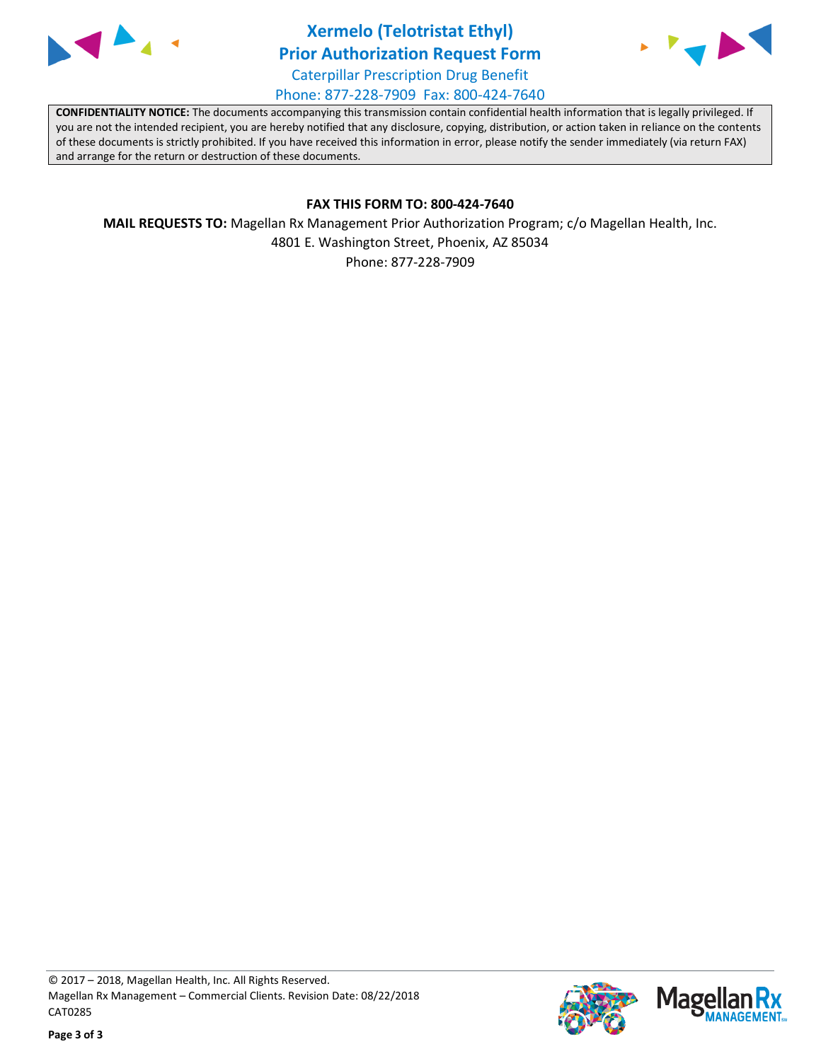# Xermelo (Telotristat Ethyl)
# Prior Authorization Request Form

Caterpillar Prescription Drug Benefit

Phone: 877-228-7909 Fax: 800-424-7640

**CONFIDENTIALITY NOTICE:** The documents accompanying this transmission contain confidential health information that is legally privileged. If you are not the intended recipient, you are hereby notified that any disclosure, copying, distribution, or action taken in reliance on the contents of these documents is strictly prohibited. If you have received this information in error, please notify the sender immediately (via return FAX) and arrange for the return or destruction of these documents.

**FAX THIS FORM TO: 800-424-7640**

**MAIL REQUESTS TO:** Magellan Rx Management Prior Authorization Program; c/o Magellan Health, Inc.
4801 E. Washington Street, Phoenix, AZ 85034
Phone: 877-228-7909

© 2017 – 2018, Magellan Health, Inc. All Rights Reserved.
Magellan Rx Management – Commercial Clients. Revision Date: 08/22/2018
CAT0285